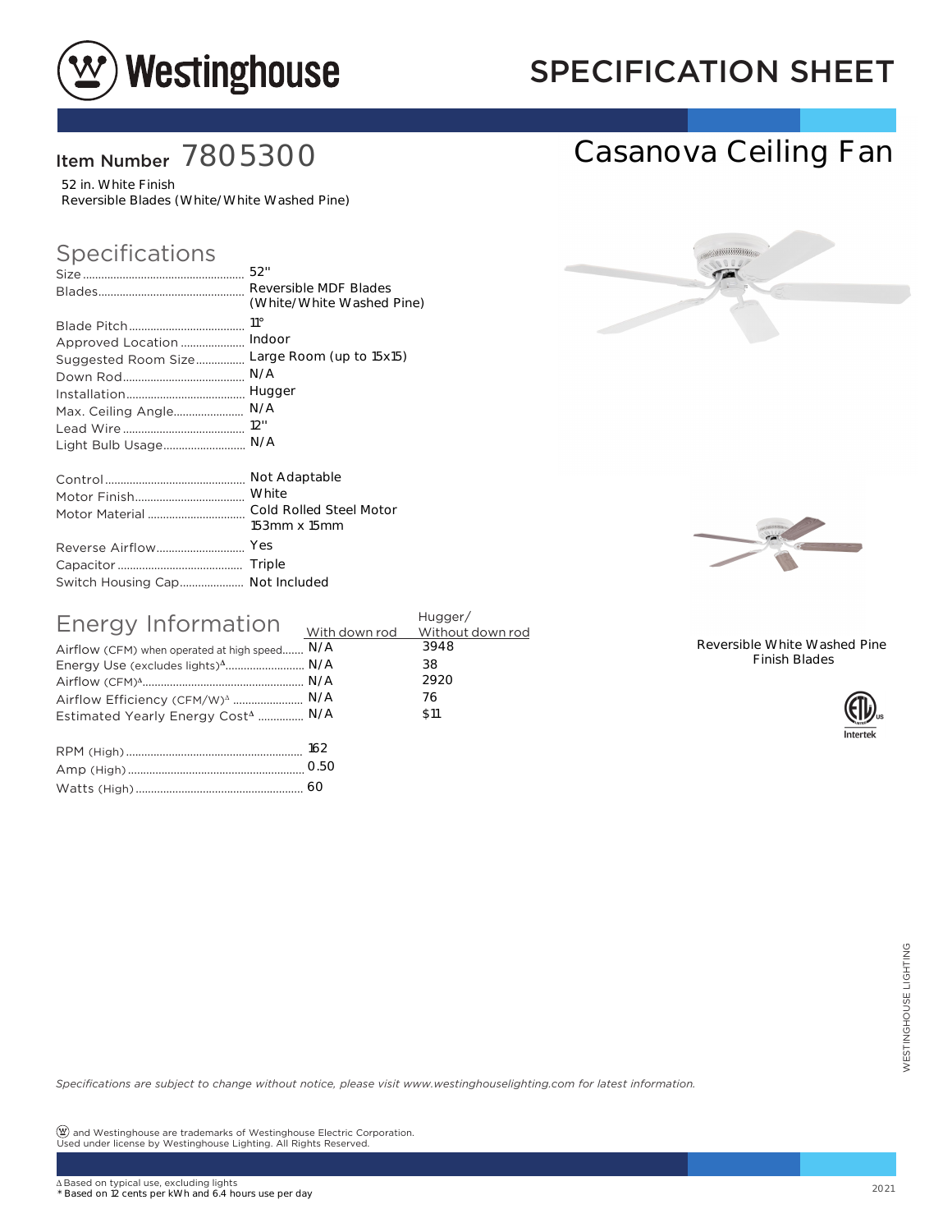# Westinghouse SPECIFICATION SHEET

## Item Number 7805300

52 in. White Finish
Reversible Blades (White/White Washed Pine)

## Casanova Ceiling Fan

## Specifications

| | |
|---|---|
| Size | 52" |
| Blades | Reversible MDF Blades (White/White Washed Pine) |
| Blade Pitch | 11° |
| Approved Location | Indoor |
| Suggested Room Size | Large Room (up to 15x15) |
| Down Rod | N/A |
| Installation | Hugger |
| Max. Ceiling Angle | N/A |
| Lead Wire | 12" |
| Light Bulb Usage | N/A |

| | |
|---|---|
| Control | Not Adaptable |
| Motor Finish | White |
| Motor Material | Cold Rolled Steel Motor 153mm x 15mm |
| Reverse Airflow | Yes |
| Capacitor | Triple |
| Switch Housing Cap | Not Included |

## Energy Information

| | With down rod | Hugger/ Without down rod |
|---|---|---|
| Airflow (CFM) when operated at high speed | N/A | 3948 |
| Energy Use (excludes lights)Δ | N/A | 38 |
| Airflow (CFM)Δ | N/A | 2920 |
| Airflow Efficiency (CFM/W)Δ | N/A | 76 |
| Estimated Yearly Energy CostΔ | N/A | $11 |

| | |
|---|---|
| RPM (High) | 162 |
| Amp (High) | 0.50 |
| Watts (High) | 60 |

Reversible White Washed Pine Finish Blades

Intertek

*Specifications are subject to change without notice, please visit www.westinghouselighting.com for latest information.*

and Westinghouse are trademarks of Westinghouse Electric Corporation.
Used under license by Westinghouse Lighting. All Rights Reserved.

Δ Based on typical use, excluding lights
* Based on 12 cents per kWh and 6.4 hours use per day

2021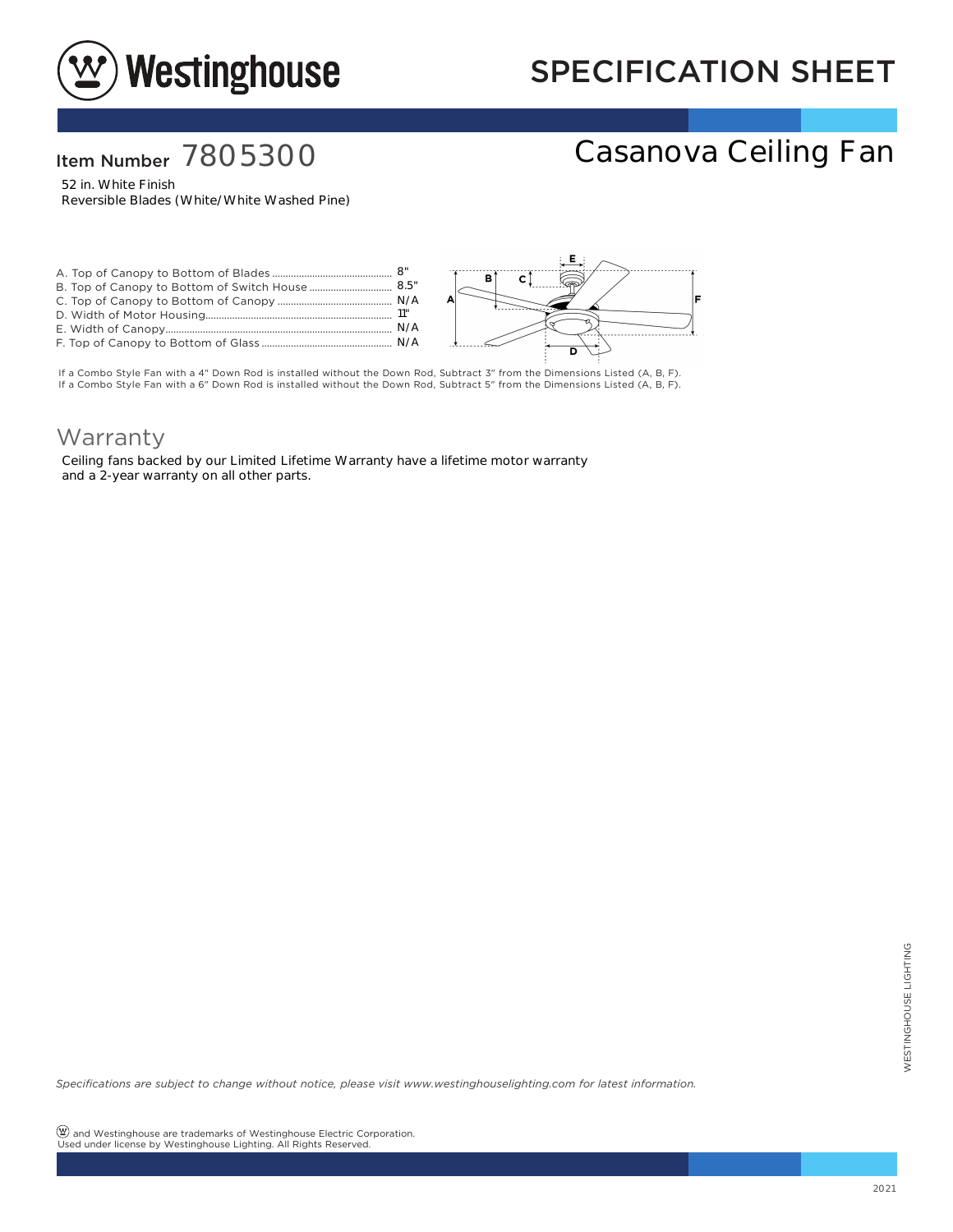# SPECIFICATION SHEET

## Item Number 7805300

## Casanova Ceiling Fan

52 in. White Finish
Reversible Blades (White/White Washed Pine)

| | |
|---|---|
| A. Top of Canopy to Bottom of Blades | 8" |
| B. Top of Canopy to Bottom of Switch House | 8.5" |
| C. Top of Canopy to Bottom of Canopy | N/A |
| D. Width of Motor Housing | 11" |
| E. Width of Canopy | N/A |
| F. Top of Canopy to Bottom of Glass | N/A |

E
B
C
A
F
D

If a Combo Style Fan with a 4" Down Rod is installed without the Down Rod, Subtract 3" from the Dimensions Listed (A, B, F).
If a Combo Style Fan with a 6" Down Rod is installed without the Down Rod, Subtract 5" from the Dimensions Listed (A, B, F).

## Warranty

Ceiling fans backed by our Limited Lifetime Warranty have a lifetime motor warranty and a 2-year warranty on all other parts.

*Specifications are subject to change without notice, please visit www.westinghouselighting.com for latest information.*

Ⓦ and Westinghouse are trademarks of Westinghouse Electric Corporation.
Used under license by Westinghouse Lighting. All Rights Reserved.

WESTINGHOUSE LIGHTING

2021